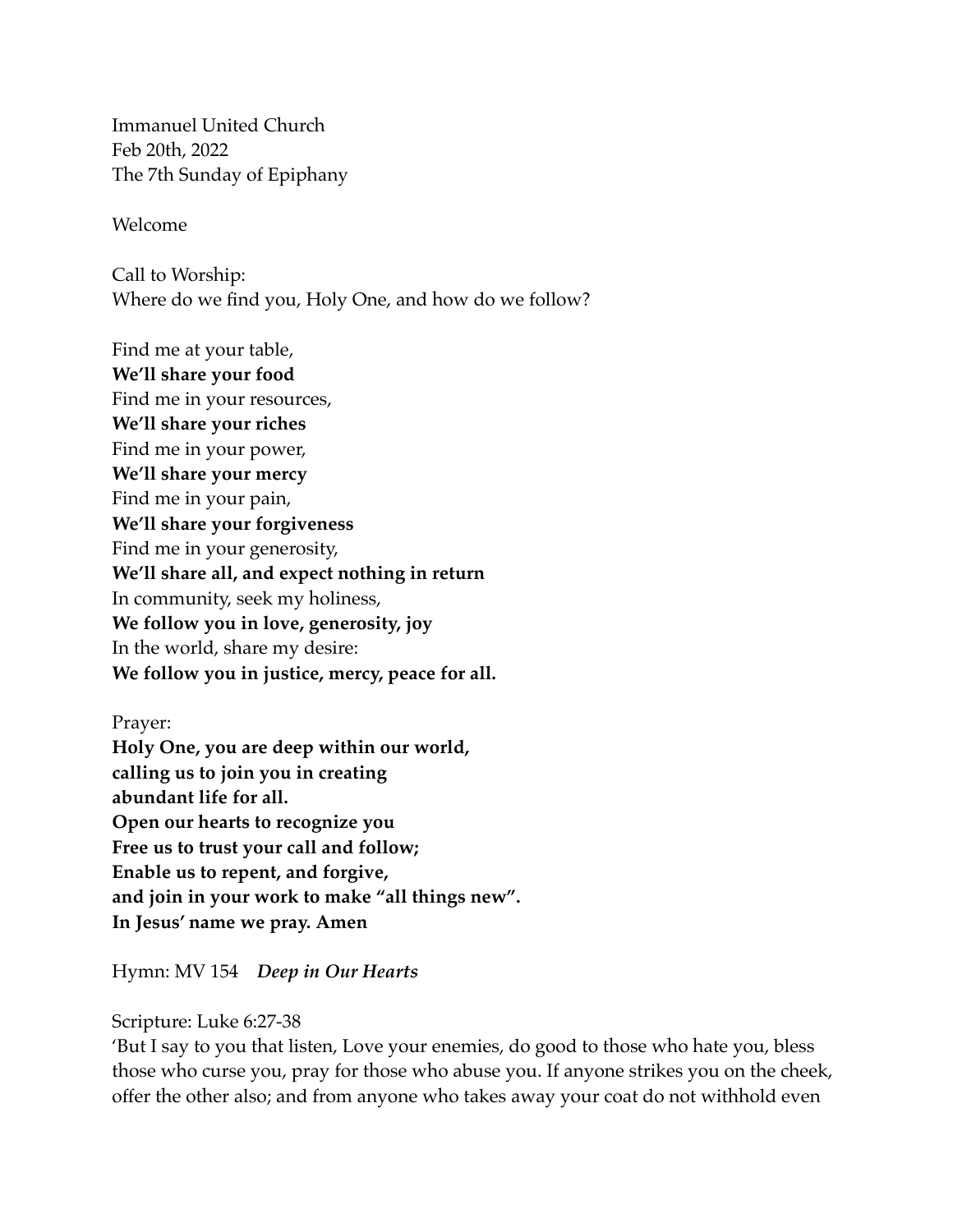Immanuel United Church
Feb 20th, 2022
The 7th Sunday of Epiphany

Welcome

Call to Worship:
Where do we find you, Holy One, and how do we follow?

Find me at your table,
**We'll share your food**
Find me in your resources,
**We'll share your riches**
Find me in your power,
**We'll share your mercy**
Find me in your pain,
**We'll share your forgiveness**
Find me in your generosity,
**We'll share all, and expect nothing in return**
In community, seek my holiness,
**We follow you in love, generosity, joy**
In the world, share my desire:
**We follow you in justice, mercy, peace for all.**

Prayer:
**Holy One, you are deep within our world,**
**calling us to join you in creating**
**abundant life for all.**
**Open our hearts to recognize you**
**Free us to trust your call and follow;**
**Enable us to repent, and forgive,**
**and join in your work to make "all things new".**
**In Jesus' name we pray. Amen**

Hymn: MV 154 ***Deep in Our Hearts***

Scripture: Luke 6:27-38
'But I say to you that listen, Love your enemies, do good to those who hate you, bless those who curse you, pray for those who abuse you. If anyone strikes you on the cheek, offer the other also; and from anyone who takes away your coat do not withhold even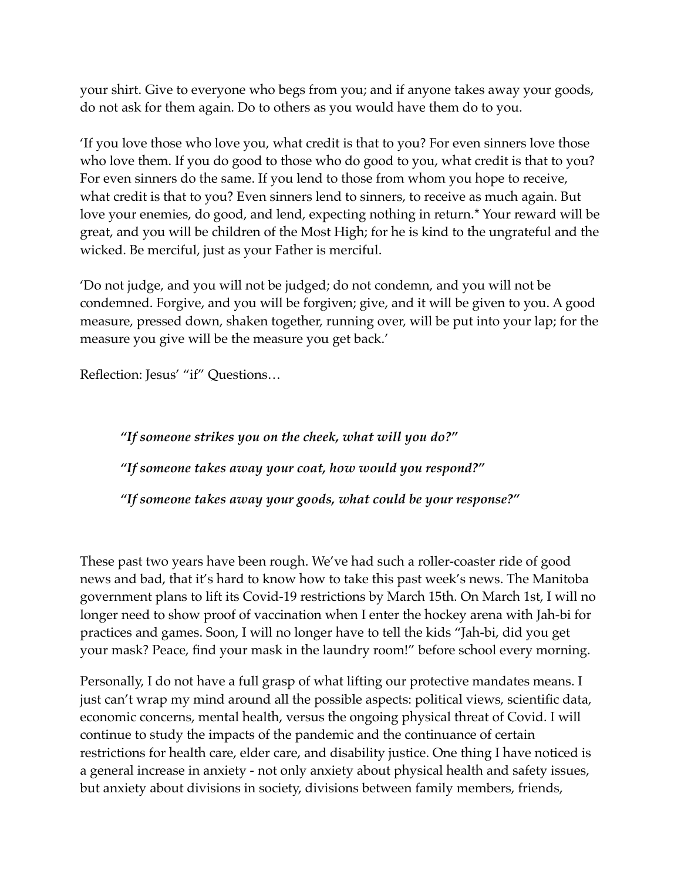your shirt. Give to everyone who begs from you; and if anyone takes away your goods, do not ask for them again. Do to others as you would have them do to you.

'If you love those who love you, what credit is that to you? For even sinners love those who love them. If you do good to those who do good to you, what credit is that to you? For even sinners do the same. If you lend to those from whom you hope to receive, what credit is that to you? Even sinners lend to sinners, to receive as much again. But love your enemies, do good, and lend, expecting nothing in return.* Your reward will be great, and you will be children of the Most High; for he is kind to the ungrateful and the wicked. Be merciful, just as your Father is merciful.

'Do not judge, and you will not be judged; do not condemn, and you will not be condemned. Forgive, and you will be forgiven; give, and it will be given to you. A good measure, pressed down, shaken together, running over, will be put into your lap; for the measure you give will be the measure you get back.'

Reflection: Jesus' "if" Questions…

> ***"If someone strikes you on the cheek, what will you do?"***
>
> ***"If someone takes away your coat, how would you respond?"***
>
> ***"If someone takes away your goods, what could be your response?"***

These past two years have been rough. We've had such a roller-coaster ride of good news and bad, that it's hard to know how to take this past week's news. The Manitoba government plans to lift its Covid-19 restrictions by March 15th. On March 1st, I will no longer need to show proof of vaccination when I enter the hockey arena with Jah-bi for practices and games. Soon, I will no longer have to tell the kids "Jah-bi, did you get your mask? Peace, find your mask in the laundry room!" before school every morning.

Personally, I do not have a full grasp of what lifting our protective mandates means. I just can't wrap my mind around all the possible aspects: political views, scientific data, economic concerns, mental health, versus the ongoing physical threat of Covid. I will continue to study the impacts of the pandemic and the continuance of certain restrictions for health care, elder care, and disability justice. One thing I have noticed is a general increase in anxiety - not only anxiety about physical health and safety issues, but anxiety about divisions in society, divisions between family members, friends,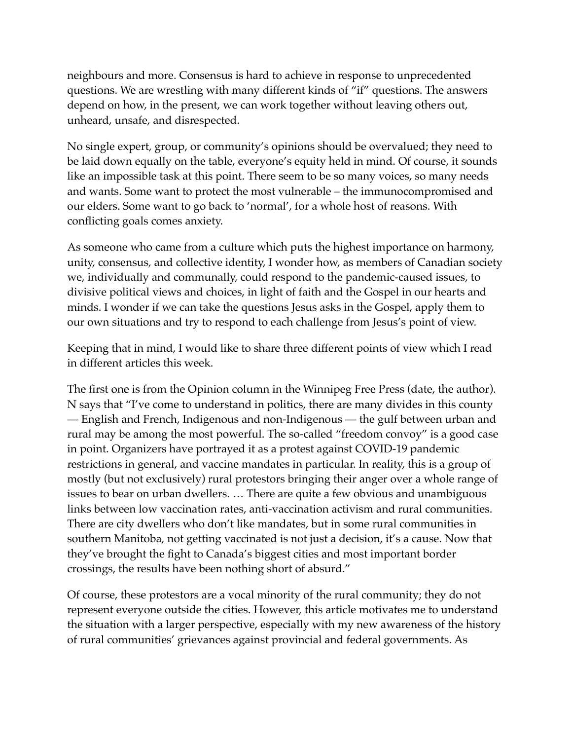neighbours and more. Consensus is hard to achieve in response to unprecedented questions. We are wrestling with many different kinds of "if" questions. The answers depend on how, in the present, we can work together without leaving others out, unheard, unsafe, and disrespected.

No single expert, group, or community's opinions should be overvalued; they need to be laid down equally on the table, everyone's equity held in mind. Of course, it sounds like an impossible task at this point. There seem to be so many voices, so many needs and wants. Some want to protect the most vulnerable – the immunocompromised and our elders. Some want to go back to 'normal', for a whole host of reasons. With conflicting goals comes anxiety.

As someone who came from a culture which puts the highest importance on harmony, unity, consensus, and collective identity, I wonder how, as members of Canadian society we, individually and communally, could respond to the pandemic-caused issues, to divisive political views and choices, in light of faith and the Gospel in our hearts and minds. I wonder if we can take the questions Jesus asks in the Gospel, apply them to our own situations and try to respond to each challenge from Jesus's point of view.

Keeping that in mind, I would like to share three different points of view which I read in different articles this week.

The first one is from the Opinion column in the Winnipeg Free Press (date, the author). N says that "I've come to understand in politics, there are many divides in this county — English and French, Indigenous and non-Indigenous — the gulf between urban and rural may be among the most powerful. The so-called "freedom convoy" is a good case in point. Organizers have portrayed it as a protest against COVID-19 pandemic restrictions in general, and vaccine mandates in particular. In reality, this is a group of mostly (but not exclusively) rural protestors bringing their anger over a whole range of issues to bear on urban dwellers. … There are quite a few obvious and unambiguous links between low vaccination rates, anti-vaccination activism and rural communities. There are city dwellers who don't like mandates, but in some rural communities in southern Manitoba, not getting vaccinated is not just a decision, it's a cause. Now that they've brought the fight to Canada's biggest cities and most important border crossings, the results have been nothing short of absurd."

Of course, these protestors are a vocal minority of the rural community; they do not represent everyone outside the cities. However, this article motivates me to understand the situation with a larger perspective, especially with my new awareness of the history of rural communities' grievances against provincial and federal governments. As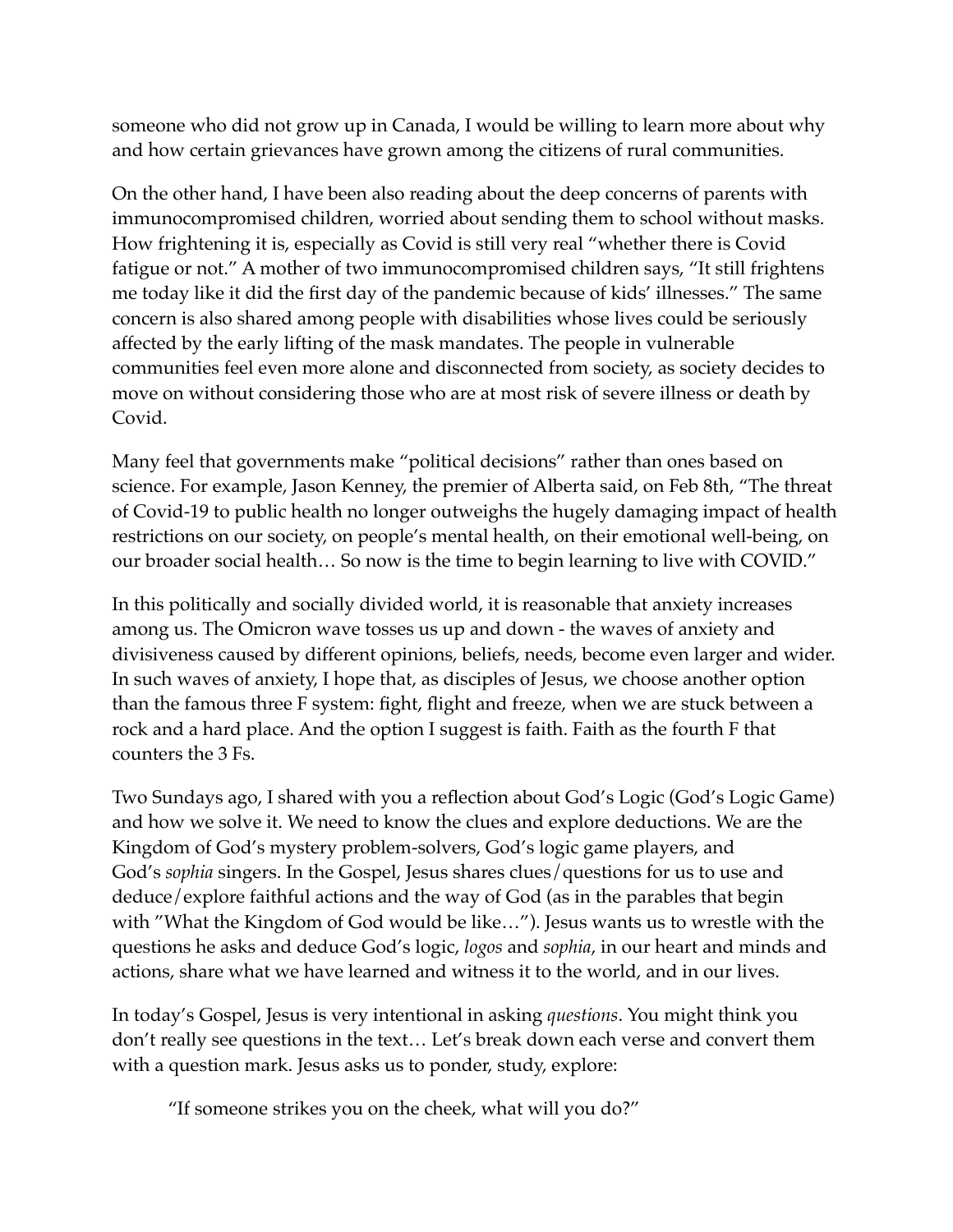someone who did not grow up in Canada, I would be willing to learn more about why and how certain grievances have grown among the citizens of rural communities.

On the other hand, I have been also reading about the deep concerns of parents with immunocompromised children, worried about sending them to school without masks. How frightening it is, especially as Covid is still very real "whether there is Covid fatigue or not." A mother of two immunocompromised children says, "It still frightens me today like it did the first day of the pandemic because of kids' illnesses." The same concern is also shared among people with disabilities whose lives could be seriously affected by the early lifting of the mask mandates. The people in vulnerable communities feel even more alone and disconnected from society, as society decides to move on without considering those who are at most risk of severe illness or death by Covid.

Many feel that governments make "political decisions" rather than ones based on science. For example, Jason Kenney, the premier of Alberta said, on Feb 8th, "The threat of Covid-19 to public health no longer outweighs the hugely damaging impact of health restrictions on our society, on people's mental health, on their emotional well-being, on our broader social health… So now is the time to begin learning to live with COVID."

In this politically and socially divided world, it is reasonable that anxiety increases among us. The Omicron wave tosses us up and down - the waves of anxiety and divisiveness caused by different opinions, beliefs, needs, become even larger and wider. In such waves of anxiety, I hope that, as disciples of Jesus, we choose another option than the famous three F system: fight, flight and freeze, when we are stuck between a rock and a hard place. And the option I suggest is faith. Faith as the fourth F that counters the 3 Fs.

Two Sundays ago, I shared with you a reflection about God's Logic (God's Logic Game) and how we solve it. We need to know the clues and explore deductions. We are the Kingdom of God's mystery problem-solvers, God's logic game players, and God's *sophia* singers. In the Gospel, Jesus shares clues/questions for us to use and deduce/explore faithful actions and the way of God (as in the parables that begin with "What the Kingdom of God would be like…"). Jesus wants us to wrestle with the questions he asks and deduce God's logic, *logos* and *sophia*, in our heart and minds and actions, share what we have learned and witness it to the world, and in our lives.

In today's Gospel, Jesus is very intentional in asking *questions*. You might think you don't really see questions in the text… Let's break down each verse and convert them with a question mark. Jesus asks us to ponder, study, explore:

> "If someone strikes you on the cheek, what will you do?"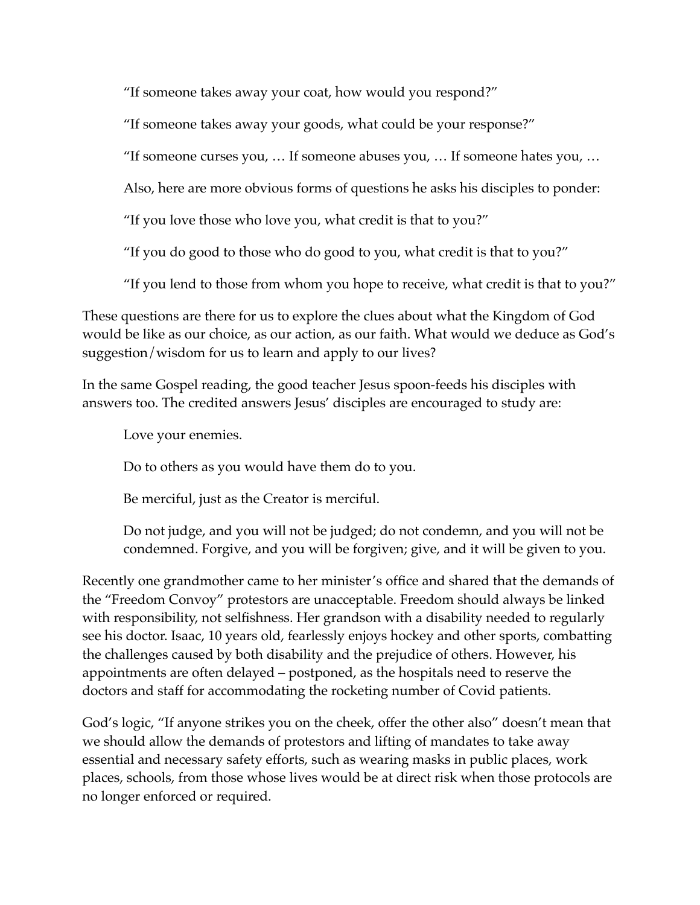"If someone takes away your coat, how would you respond?"

"If someone takes away your goods, what could be your response?"

"If someone curses you, … If someone abuses you, … If someone hates you, …

Also, here are more obvious forms of questions he asks his disciples to ponder:

"If you love those who love you, what credit is that to you?"

"If you do good to those who do good to you, what credit is that to you?"

"If you lend to those from whom you hope to receive, what credit is that to you?"

These questions are there for us to explore the clues about what the Kingdom of God would be like as our choice, as our action, as our faith. What would we deduce as God's suggestion/wisdom for us to learn and apply to our lives?

In the same Gospel reading, the good teacher Jesus spoon-feeds his disciples with answers too. The credited answers Jesus' disciples are encouraged to study are:

> Love your enemies.
>
> Do to others as you would have them do to you.
>
> Be merciful, just as the Creator is merciful.
>
> Do not judge, and you will not be judged; do not condemn, and you will not be condemned. Forgive, and you will be forgiven; give, and it will be given to you.

Recently one grandmother came to her minister's office and shared that the demands of the "Freedom Convoy" protestors are unacceptable. Freedom should always be linked with responsibility, not selfishness. Her grandson with a disability needed to regularly see his doctor. Isaac, 10 years old, fearlessly enjoys hockey and other sports, combatting the challenges caused by both disability and the prejudice of others. However, his appointments are often delayed – postponed, as the hospitals need to reserve the doctors and staff for accommodating the rocketing number of Covid patients.

God's logic, "If anyone strikes you on the cheek, offer the other also" doesn't mean that we should allow the demands of protestors and lifting of mandates to take away essential and necessary safety efforts, such as wearing masks in public places, work places, schools, from those whose lives would be at direct risk when those protocols are no longer enforced or required.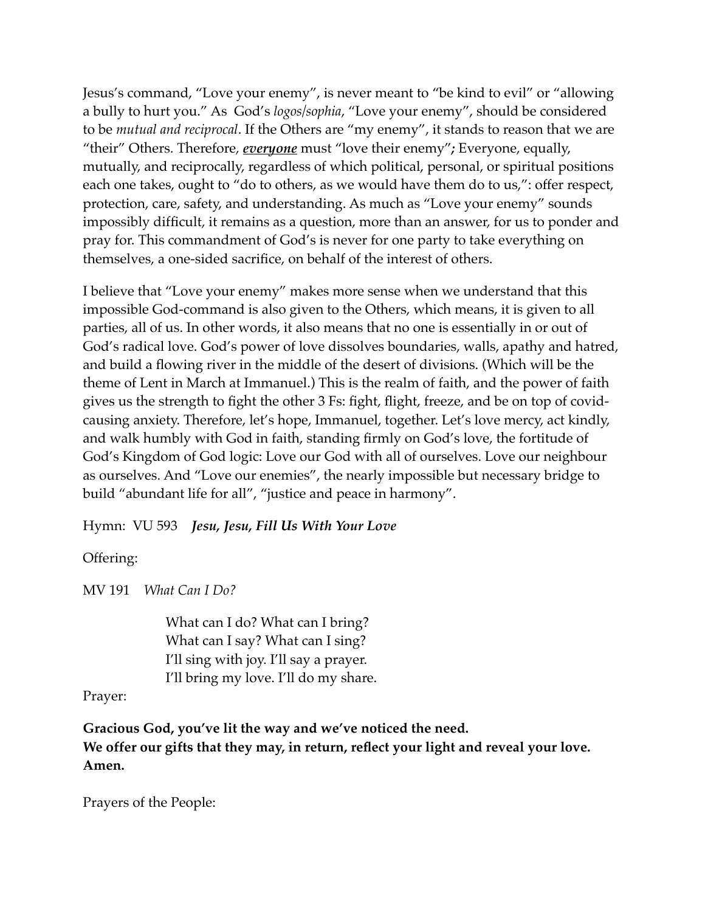Jesus's command, "Love your enemy", is never meant to "be kind to evil" or "allowing a bully to hurt you." As God's *logos/sophia*, "Love your enemy", should be considered to be *mutual and reciprocal*. If the Others are "my enemy", it stands to reason that we are "their" Others. Therefore, ***<u>everyone</u>*** must "love their enemy"**;** Everyone, equally, mutually, and reciprocally, regardless of which political, personal, or spiritual positions each one takes, ought to "do to others, as we would have them do to us,": offer respect, protection, care, safety, and understanding. As much as "Love your enemy" sounds impossibly difficult, it remains as a question, more than an answer, for us to ponder and pray for. This commandment of God's is never for one party to take everything on themselves, a one-sided sacrifice, on behalf of the interest of others.

I believe that "Love your enemy" makes more sense when we understand that this impossible God-command is also given to the Others, which means, it is given to all parties, all of us. In other words, it also means that no one is essentially in or out of God's radical love. God's power of love dissolves boundaries, walls, apathy and hatred, and build a flowing river in the middle of the desert of divisions. (Which will be the theme of Lent in March at Immanuel.) This is the realm of faith, and the power of faith gives us the strength to fight the other 3 Fs: fight, flight, freeze, and be on top of covid-causing anxiety. Therefore, let's hope, Immanuel, together. Let's love mercy, act kindly, and walk humbly with God in faith, standing firmly on God's love, the fortitude of God's Kingdom of God logic: Love our God with all of ourselves. Love our neighbour as ourselves. And "Love our enemies", the nearly impossible but necessary bridge to build "abundant life for all", "justice and peace in harmony".

Hymn: VU 593 ***Jesu, Jesu, Fill Us With Your Love***

Offering:

MV 191 *What Can I Do?*

> What can I do? What can I bring?
> What can I say? What can I sing?
> I'll sing with joy. I'll say a prayer.
> I'll bring my love. I'll do my share.

Prayer:

**Gracious God, you've lit the way and we've noticed the need.**
**We offer our gifts that they may, in return, reflect your light and reveal your love.**
**Amen.**

Prayers of the People: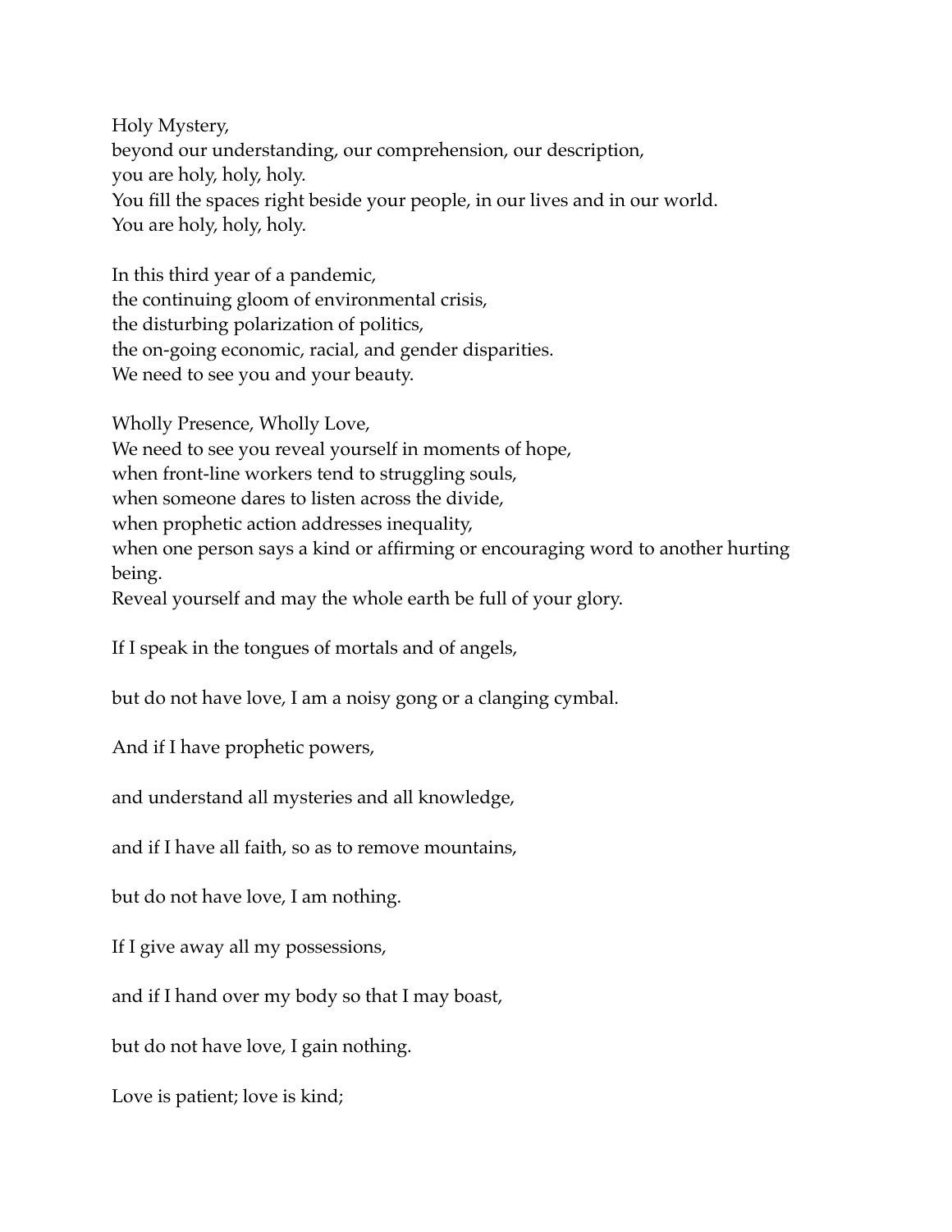Holy Mystery,
beyond our understanding, our comprehension, our description,
you are holy, holy, holy.
You fill the spaces right beside your people, in our lives and in our world.
You are holy, holy, holy.

In this third year of a pandemic,
the continuing gloom of environmental crisis,
the disturbing polarization of politics,
the on-going economic, racial, and gender disparities.
We need to see you and your beauty.

Wholly Presence, Wholly Love,
We need to see you reveal yourself in moments of hope,
when front-line workers tend to struggling souls,
when someone dares to listen across the divide,
when prophetic action addresses inequality,
when one person says a kind or affirming or encouraging word to another hurting being.
Reveal yourself and may the whole earth be full of your glory.

If I speak in the tongues of mortals and of angels,

but do not have love, I am a noisy gong or a clanging cymbal.

And if I have prophetic powers,

and understand all mysteries and all knowledge,

and if I have all faith, so as to remove mountains,

but do not have love, I am nothing.

If I give away all my possessions,

and if I hand over my body so that I may boast,

but do not have love, I gain nothing.

Love is patient; love is kind;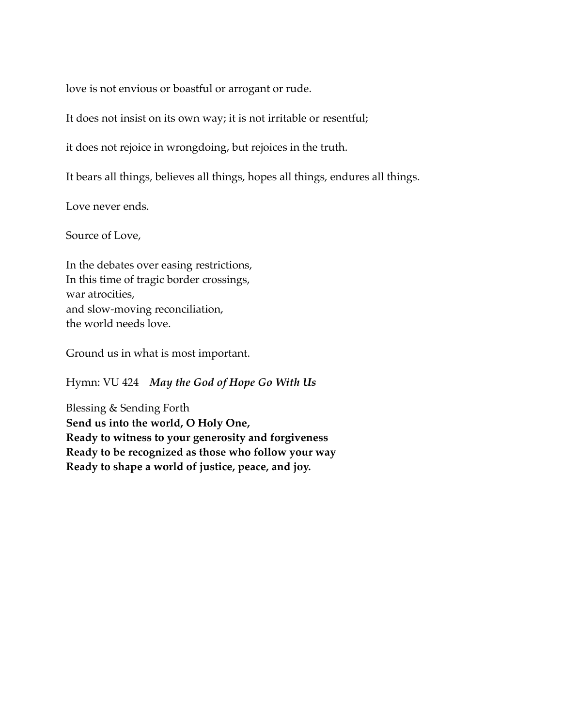love is not envious or boastful or arrogant or rude.

It does not insist on its own way; it is not irritable or resentful;

it does not rejoice in wrongdoing, but rejoices in the truth.

It bears all things, believes all things, hopes all things, endures all things.

Love never ends.

Source of Love,

In the debates over easing restrictions,  
In this time of tragic border crossings,  
war atrocities,  
and slow-moving reconciliation,  
the world needs love.

Ground us in what is most important.

Hymn: VU 424 ***May the God of Hope Go With Us***

Blessing & Sending Forth  
**Send us into the world, O Holy One,**  
**Ready to witness to your generosity and forgiveness**  
**Ready to be recognized as those who follow your way**  
**Ready to shape a world of justice, peace, and joy.**